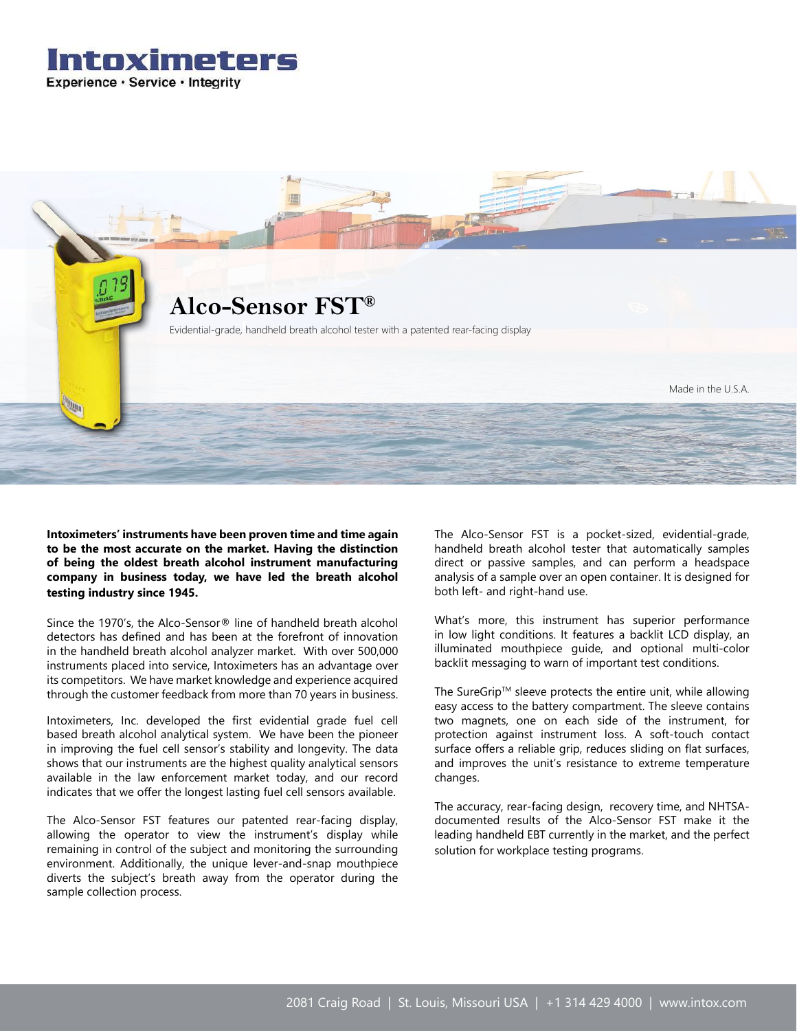# Intoximeters

Experience • Service • Integrity

## Alco-Sensor FST®

Evidential-grade, handheld breath alcohol tester with a patented rear-facing display

Made in the U.S.A.

**Intoximeters' instruments have been proven time and time again to be the most accurate on the market. Having the distinction of being the oldest breath alcohol instrument manufacturing company in business today, we have led the breath alcohol testing industry since 1945.**

Since the 1970's, the Alco-Sensor® line of handheld breath alcohol detectors has defined and has been at the forefront of innovation in the handheld breath alcohol analyzer market. With over 500,000 instruments placed into service, Intoximeters has an advantage over its competitors. We have market knowledge and experience acquired through the customer feedback from more than 70 years in business.

Intoximeters, Inc. developed the first evidential grade fuel cell based breath alcohol analytical system. We have been the pioneer in improving the fuel cell sensor's stability and longevity. The data shows that our instruments are the highest quality analytical sensors available in the law enforcement market today, and our record indicates that we offer the longest lasting fuel cell sensors available.

The Alco-Sensor FST features our patented rear-facing display, allowing the operator to view the instrument's display while remaining in control of the subject and monitoring the surrounding environment. Additionally, the unique lever-and-snap mouthpiece diverts the subject's breath away from the operator during the sample collection process.

The Alco-Sensor FST is a pocket-sized, evidential-grade, handheld breath alcohol tester that automatically samples direct or passive samples, and can perform a headspace analysis of a sample over an open container. It is designed for both left- and right-hand use.

What's more, this instrument has superior performance in low light conditions. It features a backlit LCD display, an illuminated mouthpiece guide, and optional multi-color backlit messaging to warn of important test conditions.

The SureGrip™ sleeve protects the entire unit, while allowing easy access to the battery compartment. The sleeve contains two magnets, one on each side of the instrument, for protection against instrument loss. A soft-touch contact surface offers a reliable grip, reduces sliding on flat surfaces, and improves the unit's resistance to extreme temperature changes.

The accuracy, rear-facing design, recovery time, and NHTSA-documented results of the Alco-Sensor FST make it the leading handheld EBT currently in the market, and the perfect solution for workplace testing programs.

2081 Craig Road | St. Louis, Missouri USA | +1 314 429 4000 | www.intox.com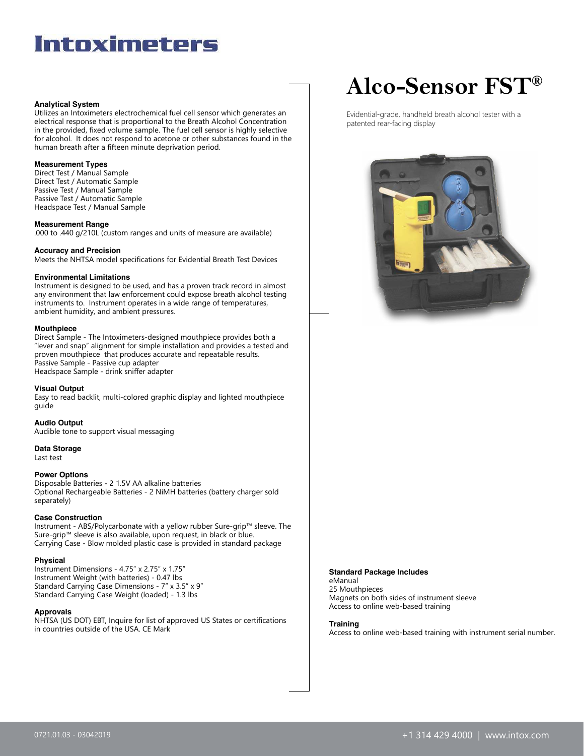# Intoximeters

# Alco-Sensor FST®

Evidential-grade, handheld breath alcohol tester with a patented rear-facing display

**Analytical System**
Utilizes an Intoximeters electrochemical fuel cell sensor which generates an electrical response that is proportional to the Breath Alcohol Concentration in the provided, fixed volume sample. The fuel cell sensor is highly selective for alcohol. It does not respond to acetone or other substances found in the human breath after a fifteen minute deprivation period.

**Measurement Types**
Direct Test / Manual Sample
Direct Test / Automatic Sample
Passive Test / Manual Sample
Passive Test / Automatic Sample
Headspace Test / Manual Sample

**Measurement Range**
.000 to .440 g/210L (custom ranges and units of measure are available)

**Accuracy and Precision**
Meets the NHTSA model specifications for Evidential Breath Test Devices

**Environmental Limitations**
Instrument is designed to be used, and has a proven track record in almost any environment that law enforcement could expose breath alcohol testing instruments to. Instrument operates in a wide range of temperatures, ambient humidity, and ambient pressures.

**Mouthpiece**
Direct Sample - The Intoximeters-designed mouthpiece provides both a "lever and snap" alignment for simple installation and provides a tested and proven mouthpiece that produces accurate and repeatable results.
Passive Sample - Passive cup adapter
Headspace Sample - drink sniffer adapter

**Visual Output**
Easy to read backlit, multi-colored graphic display and lighted mouthpiece guide

**Audio Output**
Audible tone to support visual messaging

**Data Storage**
Last test

**Power Options**
Disposable Batteries - 2 1.5V AA alkaline batteries
Optional Rechargeable Batteries - 2 NiMH batteries (battery charger sold separately)

**Case Construction**
Instrument - ABS/Polycarbonate with a yellow rubber Sure-grip™ sleeve. The Sure-grip™ sleeve is also available, upon request, in black or blue.
Carrying Case - Blow molded plastic case is provided in standard package

**Physical**
Instrument Dimensions - 4.75" x 2.75" x 1.75"
Instrument Weight (with batteries) - 0.47 lbs
Standard Carrying Case Dimensions - 7" x 3.5" x 9"
Standard Carrying Case Weight (loaded) - 1.3 lbs

**Approvals**
NHTSA (US DOT) EBT, Inquire for list of approved US States or certifications in countries outside of the USA. CE Mark

**Standard Package Includes**
eManual
25 Mouthpieces
Magnets on both sides of instrument sleeve
Access to online web-based training

**Training**
Access to online web-based training with instrument serial number.

0721.01.03 - 03042019

+1 314 429 4000 | www.intox.com